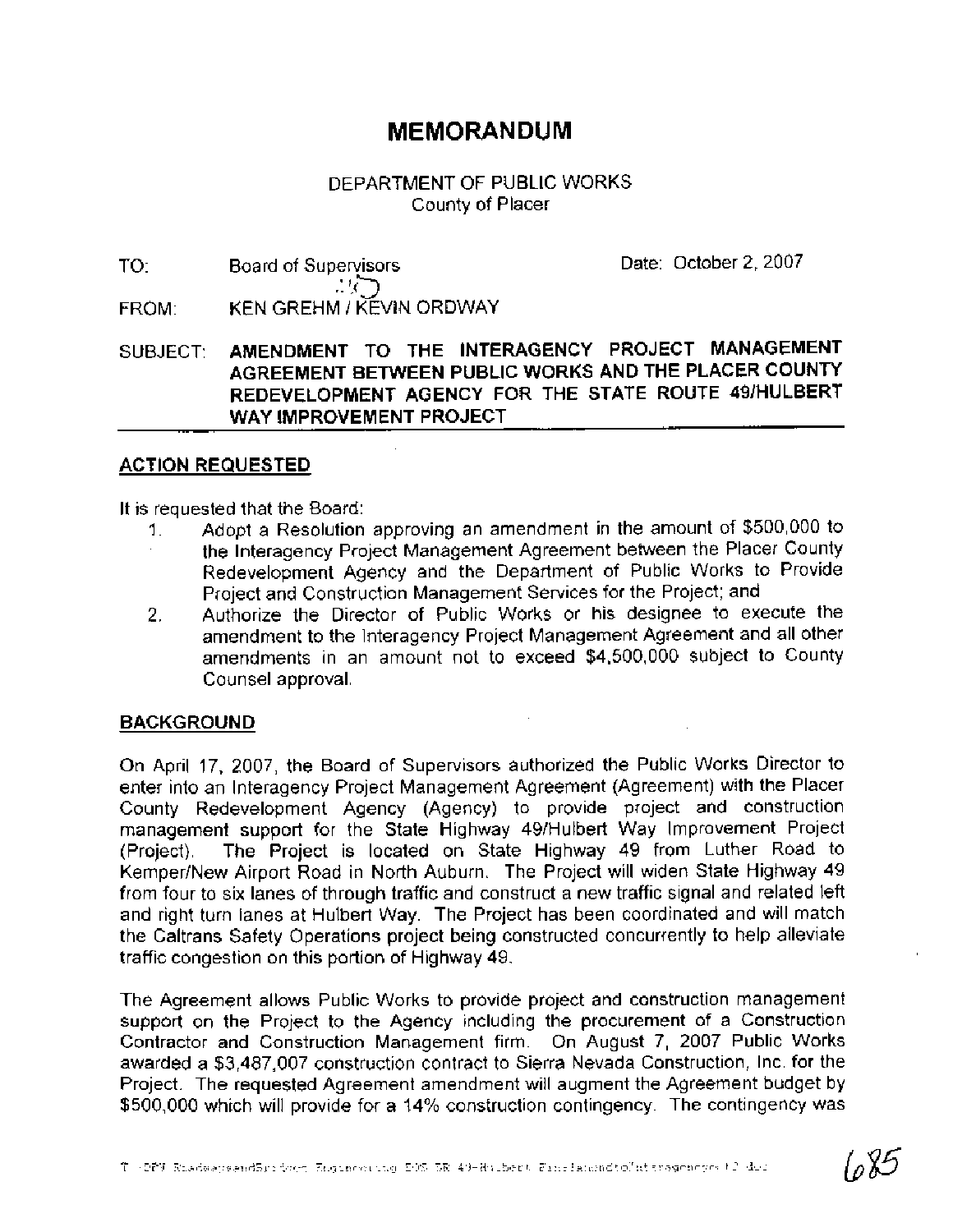# MEMORANDUM

DEPARTMENT OF PUBLIC WORKS
County of Placer

TO: Board of Supervisors  Date: October 2, 2007

FROM: KEN GREHM / KEVIN ORDWAY

SUBJECT: **AMENDMENT TO THE INTERAGENCY PROJECT MANAGEMENT AGREEMENT BETWEEN PUBLIC WORKS AND THE PLACER COUNTY REDEVELOPMENT AGENCY FOR THE STATE ROUTE 49/HULBERT WAY IMPROVEMENT PROJECT**

## ACTION REQUESTED

It is requested that the Board:

1. Adopt a Resolution approving an amendment in the amount of $500,000 to the Interagency Project Management Agreement between the Placer County Redevelopment Agency and the Department of Public Works to Provide Project and Construction Management Services for the Project; and
2. Authorize the Director of Public Works or his designee to execute the amendment to the Interagency Project Management Agreement and all other amendments in an amount not to exceed $4,500,000 subject to County Counsel approval.

## BACKGROUND

On April 17, 2007, the Board of Supervisors authorized the Public Works Director to enter into an Interagency Project Management Agreement (Agreement) with the Placer County Redevelopment Agency (Agency) to provide project and construction management support for the State Highway 49/Hulbert Way Improvement Project (Project). The Project is located on State Highway 49 from Luther Road to Kemper/New Airport Road in North Auburn. The Project will widen State Highway 49 from four to six lanes of through traffic and construct a new traffic signal and related left and right turn lanes at Hulbert Way. The Project has been coordinated and will match the Caltrans Safety Operations project being constructed concurrently to help alleviate traffic congestion on this portion of Highway 49.

The Agreement allows Public Works to provide project and construction management support on the Project to the Agency including the procurement of a Construction Contractor and Construction Management firm. On August 7, 2007 Public Works awarded a $3,487,007 construction contract to Sierra Nevada Construction, Inc. for the Project. The requested Agreement amendment will augment the Agreement budget by $500,000 which will provide for a 14% construction contingency. The contingency was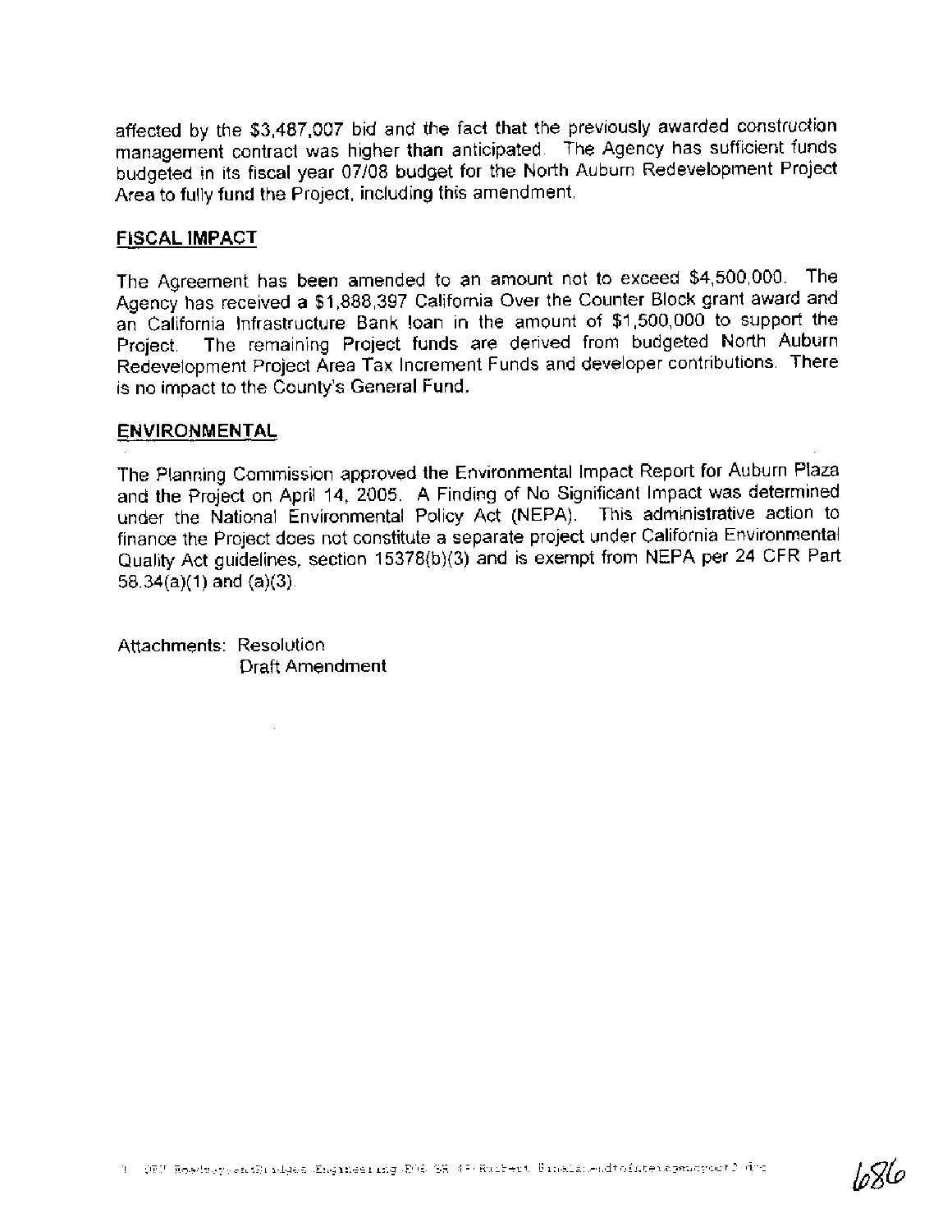affected by the $3,487,007 bid and the fact that the previously awarded construction management contract was higher than anticipated. The Agency has sufficient funds budgeted in its fiscal year 07/08 budget for the North Auburn Redevelopment Project Area to fully fund the Project, including this amendment.

## FISCAL IMPACT

The Agreement has been amended to an amount not to exceed $4,500,000. The Agency has received a $1,888,397 California Over the Counter Block grant award and an California Infrastructure Bank loan in the amount of $1,500,000 to support the Project. The remaining Project funds are derived from budgeted North Auburn Redevelopment Project Area Tax Increment Funds and developer contributions. There is no impact to the County's General Fund.

## ENVIRONMENTAL

The Planning Commission approved the Environmental Impact Report for Auburn Plaza and the Project on April 14, 2005. A Finding of No Significant Impact was determined under the National Environmental Policy Act (NEPA). This administrative action to finance the Project does not constitute a separate project under California Environmental Quality Act guidelines, section 15378(b)(3) and is exempt from NEPA per 24 CFR Part 58.34(a)(1) and (a)(3).

Attachments: Resolution
Draft Amendment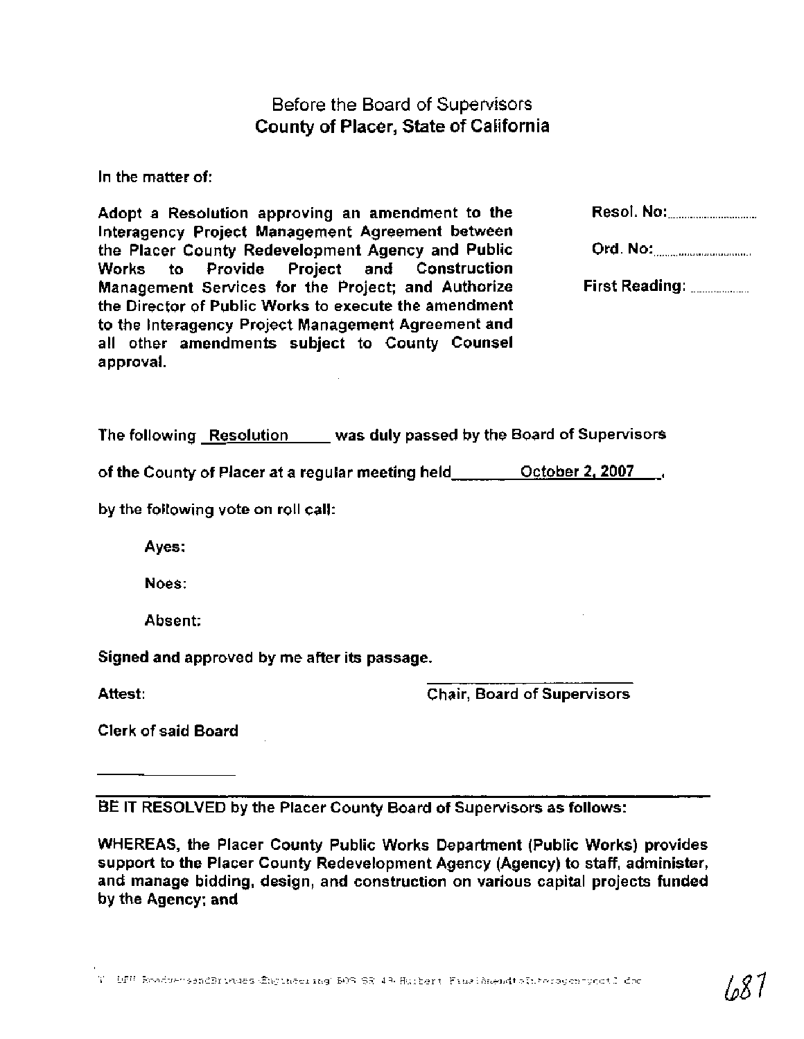## Before the Board of Supervisors
## County of Placer, State of California

In the matter of:

**Adopt a Resolution approving an amendment to the Interagency Project Management Agreement between the Placer County Redevelopment Agency and Public Works to Provide Project and Construction Management Services for the Project; and Authorize the Director of Public Works to execute the amendment to the Interagency Project Management Agreement and all other amendments subject to County Counsel approval.**

**Resol. No:**..................

**Ord. No:**..................

**First Reading:** ..........

The following Resolution was duly passed by the Board of Supervisors of the County of Placer at a regular meeting held October 2, 2007,

by the following vote on roll call:

Ayes:

Noes:

Absent:

**Signed and approved by me after its passage.**

Attest: Chair, Board of Supervisors

Clerk of said Board

---

**BE IT RESOLVED by the Placer County Board of Supervisors as follows:**

**WHEREAS, the Placer County Public Works Department (Public Works) provides support to the Placer County Redevelopment Agency (Agency) to staff, administer, and manage bidding, design, and construction on various capital projects funded by the Agency; and**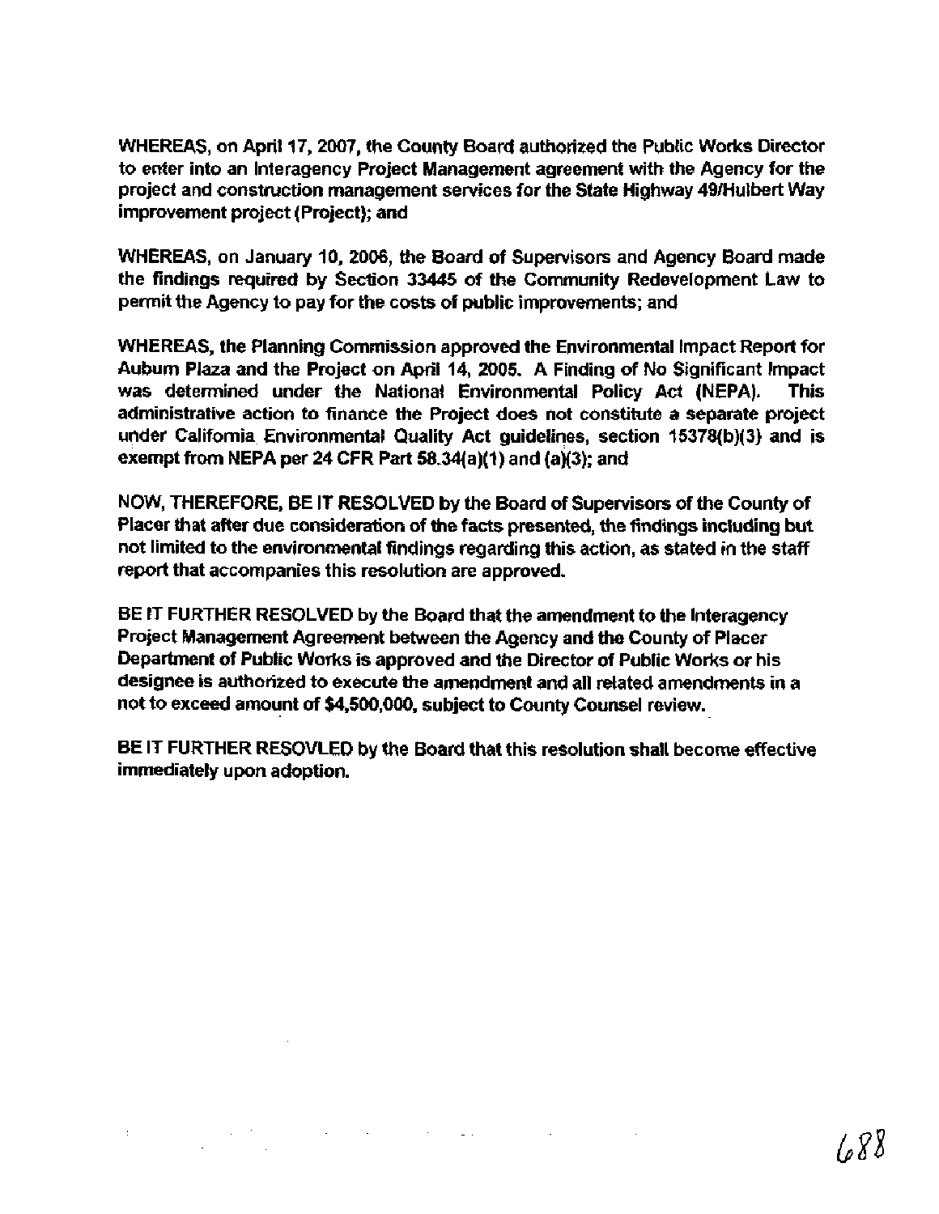WHEREAS, on April 17, 2007, the County Board authorized the Public Works Director to enter into an Interagency Project Management agreement with the Agency for the project and construction management services for the State Highway 49/Hulbert Way improvement project (Project); and

WHEREAS, on January 10, 2006, the Board of Supervisors and Agency Board made the findings required by Section 33445 of the Community Redevelopment Law to permit the Agency to pay for the costs of public improvements; and

WHEREAS, the Planning Commission approved the Environmental Impact Report for Auburn Plaza and the Project on April 14, 2005. A Finding of No Significant Impact was determined under the National Environmental Policy Act (NEPA). This administrative action to finance the Project does not constitute a separate project under California Environmental Quality Act guidelines, section 15378(b)(3) and is exempt from NEPA per 24 CFR Part 58.34(a)(1) and (a)(3); and

NOW, THEREFORE, BE IT RESOLVED by the Board of Supervisors of the County of Placer that after due consideration of the facts presented, the findings including but not limited to the environmental findings regarding this action, as stated in the staff report that accompanies this resolution are approved.

BE IT FURTHER RESOLVED by the Board that the amendment to the Interagency Project Management Agreement between the Agency and the County of Placer Department of Public Works is approved and the Director of Public Works or his designee is authorized to execute the amendment and all related amendments in a not to exceed amount of $4,500,000, subject to County Counsel review.

BE IT FURTHER RESOVLED by the Board that this resolution shall become effective immediately upon adoption.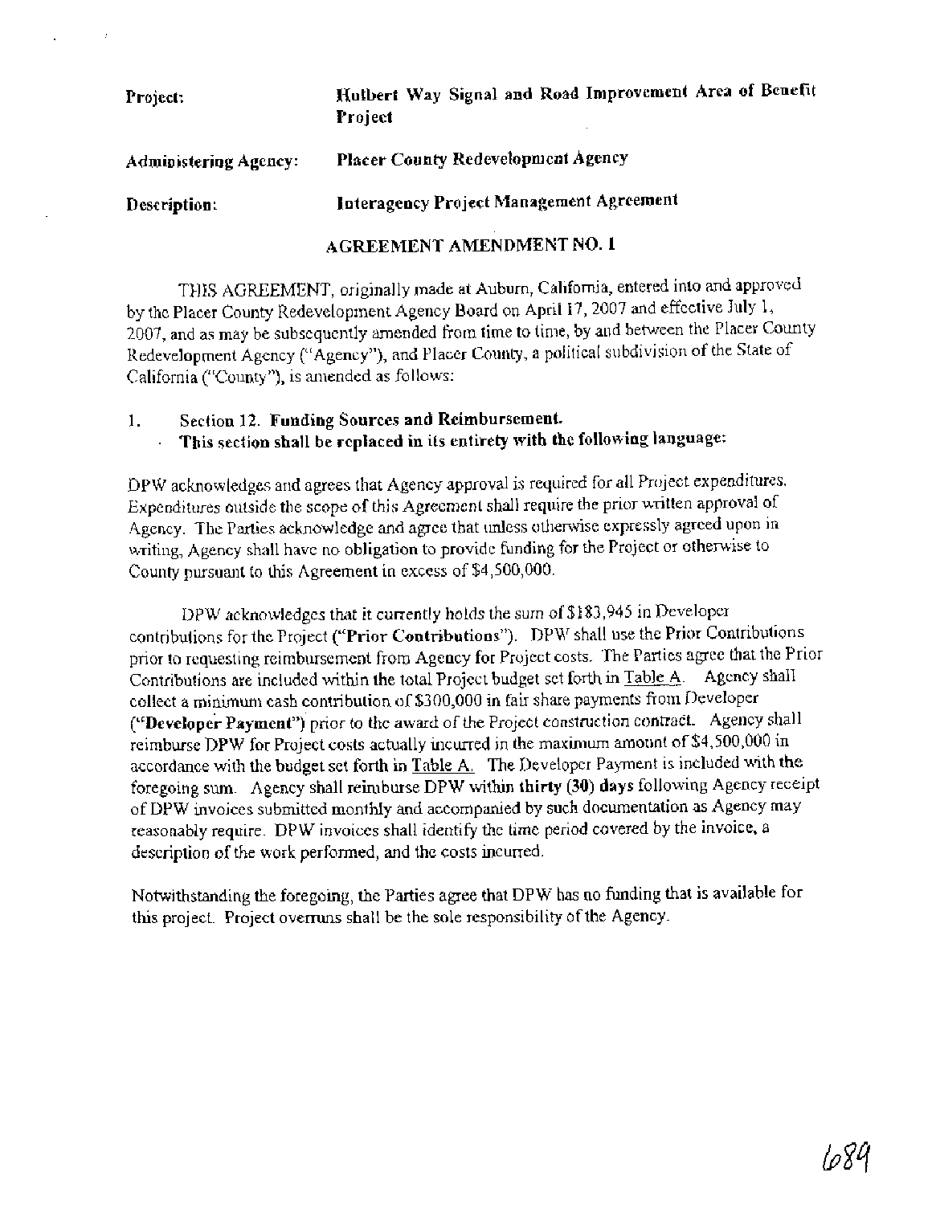**Project:** **Hulbert Way Signal and Road Improvement Area of Benefit Project**

**Administering Agency:** **Placer County Redevelopment Agency**

**Description:** **Interagency Project Management Agreement**

## AGREEMENT AMENDMENT NO. 1

THIS AGREEMENT, originally made at Auburn, California, entered into and approved by the Placer County Redevelopment Agency Board on April 17, 2007 and effective July 1, 2007, and as may be subsequently amended from time to time, by and between the Placer County Redevelopment Agency ("Agency"), and Placer County, a political subdivision of the State of California ("County"), is amended as follows:

1. Section 12. **Funding Sources and Reimbursement.**
   **This section shall be replaced in its entirety with the following language:**

DPW acknowledges and agrees that Agency approval is required for all Project expenditures. Expenditures outside the scope of this Agreement shall require the prior written approval of Agency. The Parties acknowledge and agree that unless otherwise expressly agreed upon in writing, Agency shall have no obligation to provide funding for the Project or otherwise to County pursuant to this Agreement in excess of $4,500,000.

DPW acknowledges that it currently holds the sum of $183,945 in Developer contributions for the Project (**"Prior Contributions"**). DPW shall use the Prior Contributions prior to requesting reimbursement from Agency for Project costs. The Parties agree that the Prior Contributions are included within the total Project budget set forth in Table A. Agency shall collect a minimum cash contribution of $300,000 in fair share payments from Developer (**"Developer Payment"**) prior to the award of the Project construction contract. Agency shall reimburse DPW for Project costs actually incurred in the maximum amount of $4,500,000 in accordance with the budget set forth in Table A. The Developer Payment is included with the foregoing sum. Agency shall reimburse DPW within **thirty (30) days** following Agency receipt of DPW invoices submitted monthly and accompanied by such documentation as Agency may reasonably require. DPW invoices shall identify the time period covered by the invoice, a description of the work performed, and the costs incurred.

Notwithstanding the foregoing, the Parties agree that DPW has no funding that is available for this project. Project overruns shall be the sole responsibility of the Agency.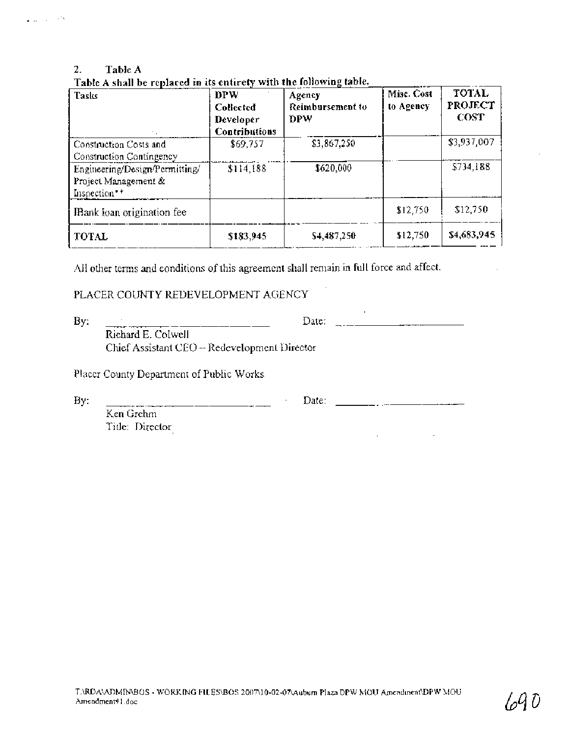## 2. Table A

**Table A shall be replaced in its entirety with the following table.**

| Tasks | DPW Collected Developer Contributions | Agency Reimbursement to DPW | Misc. Cost to Agency | TOTAL PROJECT COST |
|---|---|---|---|---|
| Construction Costs and Construction Contingency | $69,757 | $3,867,250 | | $3,937,007 |
| Engineering/Design/Permitting/ Project Management & Inspection** | $114,188 | $620,000 | | $734,188 |
| IBank loan origination fee | | | $12,750 | $12,750 |
| **TOTAL** | $183,945 | $4,487,250 | $12,750 | $4,683,945 |

All other terms and conditions of this agreement shall remain in full force and affect.

PLACER COUNTY REDEVELOPMENT AGENCY

By: ______________________________ Date: ______________________

Richard E. Colwell
Chief Assistant CEO -- Redevelopment Director

Placer County Department of Public Works

By: ______________________________ Date: ______________________

Ken Grehm
Title: Director

T:\RDA\ADMIN\BOS - WORKING FILES\BOS 2007\10-02-07\Auburn Plaza DPW MOU Amendment\DPW MOU Amendment#1.doc